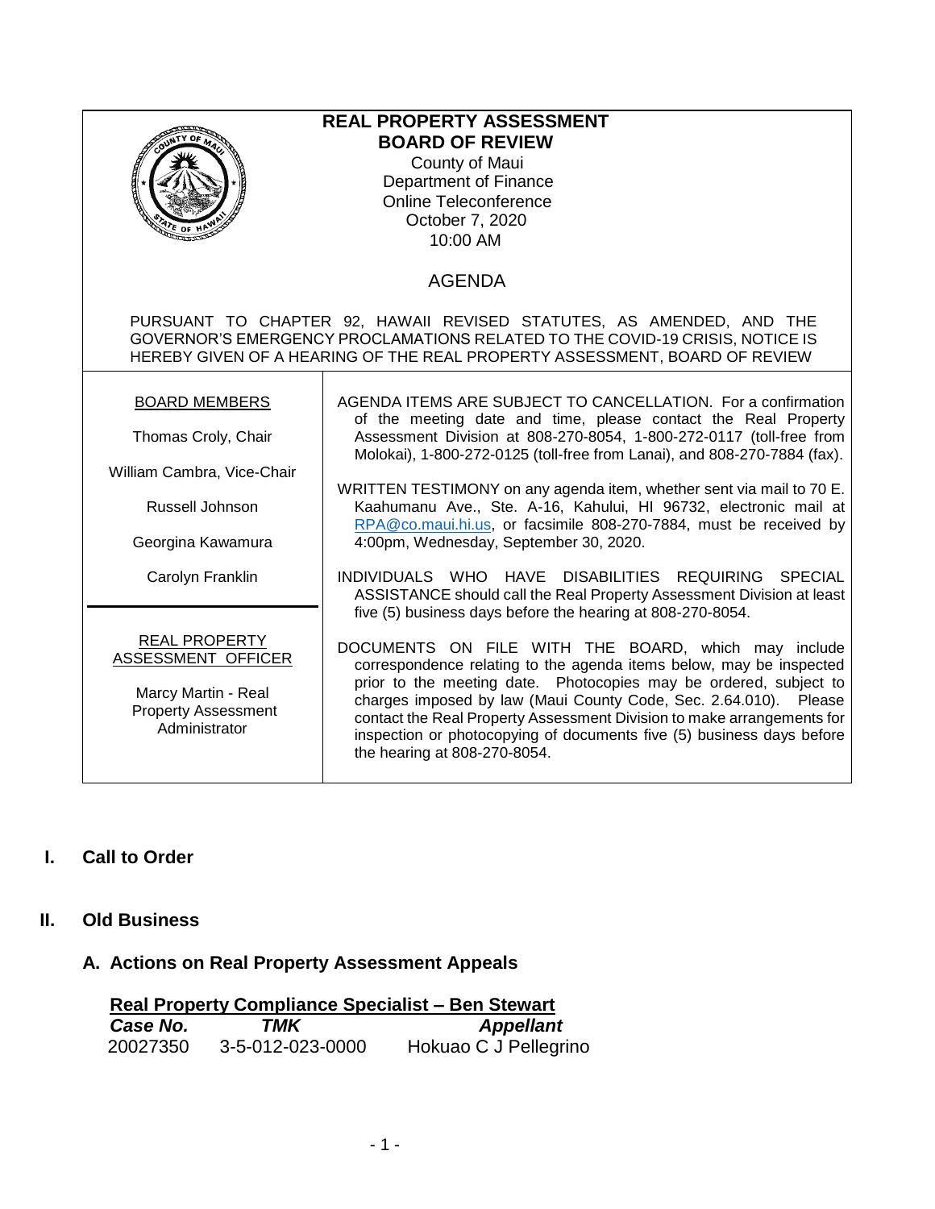# REAL PROPERTY ASSESSMENT BOARD OF REVIEW

County of Maui
Department of Finance
Online Teleconference
October 7, 2020
10:00 AM

## AGENDA

PURSUANT TO CHAPTER 92, HAWAII REVISED STATUTES, AS AMENDED, AND THE GOVERNOR'S EMERGENCY PROCLAMATIONS RELATED TO THE COVID-19 CRISIS, NOTICE IS HEREBY GIVEN OF A HEARING OF THE REAL PROPERTY ASSESSMENT, BOARD OF REVIEW

**BOARD MEMBERS**

Thomas Croly, Chair

William Cambra, Vice-Chair

Russell Johnson

Georgina Kawamura

Carolyn Franklin

**REAL PROPERTY ASSESSMENT OFFICER**

Marcy Martin - Real Property Assessment Administrator

AGENDA ITEMS ARE SUBJECT TO CANCELLATION. For a confirmation of the meeting date and time, please contact the Real Property Assessment Division at 808-270-8054, 1-800-272-0117 (toll-free from Molokai), 1-800-272-0125 (toll-free from Lanai), and 808-270-7884 (fax).

WRITTEN TESTIMONY on any agenda item, whether sent via mail to 70 E. Kaahumanu Ave., Ste. A-16, Kahului, HI 96732, electronic mail at RPA@co.maui.hi.us, or facsimile 808-270-7884, must be received by 4:00pm, Wednesday, September 30, 2020.

INDIVIDUALS WHO HAVE DISABILITIES REQUIRING SPECIAL ASSISTANCE should call the Real Property Assessment Division at least five (5) business days before the hearing at 808-270-8054.

DOCUMENTS ON FILE WITH THE BOARD, which may include correspondence relating to the agenda items below, may be inspected prior to the meeting date. Photocopies may be ordered, subject to charges imposed by law (Maui County Code, Sec. 2.64.010). Please contact the Real Property Assessment Division to make arrangements for inspection or photocopying of documents five (5) business days before the hearing at 808-270-8054.

## I. Call to Order

## II. Old Business

### A. Actions on Real Property Assessment Appeals

**Real Property Compliance Specialist – Ben Stewart**

| *Case No.* | *TMK* | *Appellant* |
|---|---|---|
| 20027350 | 3-5-012-023-0000 | Hokuao C J Pellegrino |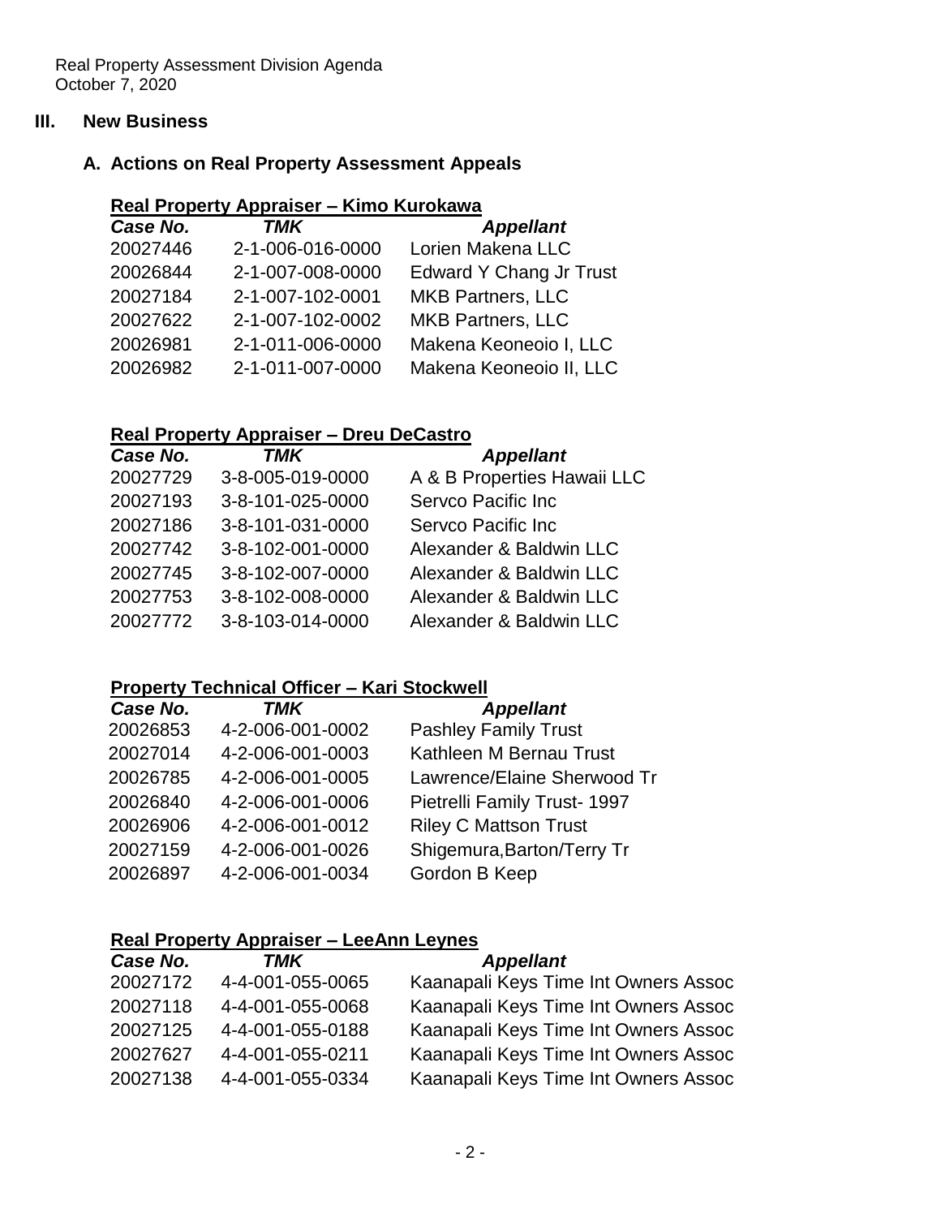## III. New Business

### A. Actions on Real Property Assessment Appeals

**Real Property Appraiser – Kimo Kurokawa**

| *Case No.* | *TMK* | *Appellant* |
|---|---|---|
| 20027446 | 2-1-006-016-0000 | Lorien Makena LLC |
| 20026844 | 2-1-007-008-0000 | Edward Y Chang Jr Trust |
| 20027184 | 2-1-007-102-0001 | MKB Partners, LLC |
| 20027622 | 2-1-007-102-0002 | MKB Partners, LLC |
| 20026981 | 2-1-011-006-0000 | Makena Keoneoio I, LLC |
| 20026982 | 2-1-011-007-0000 | Makena Keoneoio II, LLC |

**Real Property Appraiser – Dreu DeCastro**

| *Case No.* | *TMK* | *Appellant* |
|---|---|---|
| 20027729 | 3-8-005-019-0000 | A & B Properties Hawaii LLC |
| 20027193 | 3-8-101-025-0000 | Servco Pacific Inc |
| 20027186 | 3-8-101-031-0000 | Servco Pacific Inc |
| 20027742 | 3-8-102-001-0000 | Alexander & Baldwin LLC |
| 20027745 | 3-8-102-007-0000 | Alexander & Baldwin LLC |
| 20027753 | 3-8-102-008-0000 | Alexander & Baldwin LLC |
| 20027772 | 3-8-103-014-0000 | Alexander & Baldwin LLC |

**Property Technical Officer – Kari Stockwell**

| *Case No.* | *TMK* | *Appellant* |
|---|---|---|
| 20026853 | 4-2-006-001-0002 | Pashley Family Trust |
| 20027014 | 4-2-006-001-0003 | Kathleen M Bernau Trust |
| 20026785 | 4-2-006-001-0005 | Lawrence/Elaine Sherwood Tr |
| 20026840 | 4-2-006-001-0006 | Pietrelli Family Trust- 1997 |
| 20026906 | 4-2-006-001-0012 | Riley C Mattson Trust |
| 20027159 | 4-2-006-001-0026 | Shigemura,Barton/Terry Tr |
| 20026897 | 4-2-006-001-0034 | Gordon B Keep |

**Real Property Appraiser – LeeAnn Leynes**

| *Case No.* | *TMK* | *Appellant* |
|---|---|---|
| 20027172 | 4-4-001-055-0065 | Kaanapali Keys Time Int Owners Assoc |
| 20027118 | 4-4-001-055-0068 | Kaanapali Keys Time Int Owners Assoc |
| 20027125 | 4-4-001-055-0188 | Kaanapali Keys Time Int Owners Assoc |
| 20027627 | 4-4-001-055-0211 | Kaanapali Keys Time Int Owners Assoc |
| 20027138 | 4-4-001-055-0334 | Kaanapali Keys Time Int Owners Assoc |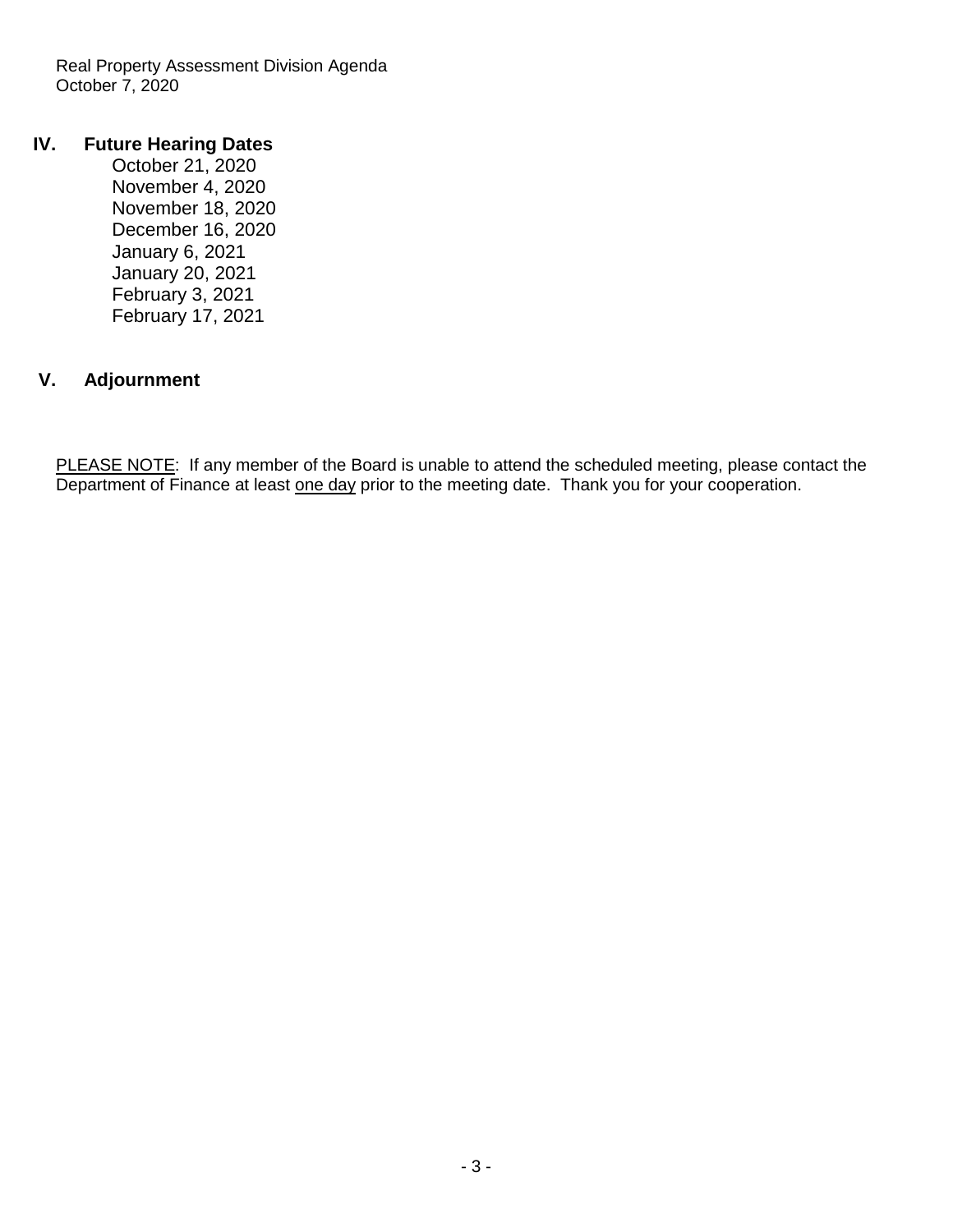## IV. Future Hearing Dates

October 21, 2020
November 4, 2020
November 18, 2020
December 16, 2020
January 6, 2021
January 20, 2021
February 3, 2021
February 17, 2021

## V. Adjournment

PLEASE NOTE: If any member of the Board is unable to attend the scheduled meeting, please contact the Department of Finance at least one day prior to the meeting date. Thank you for your cooperation.